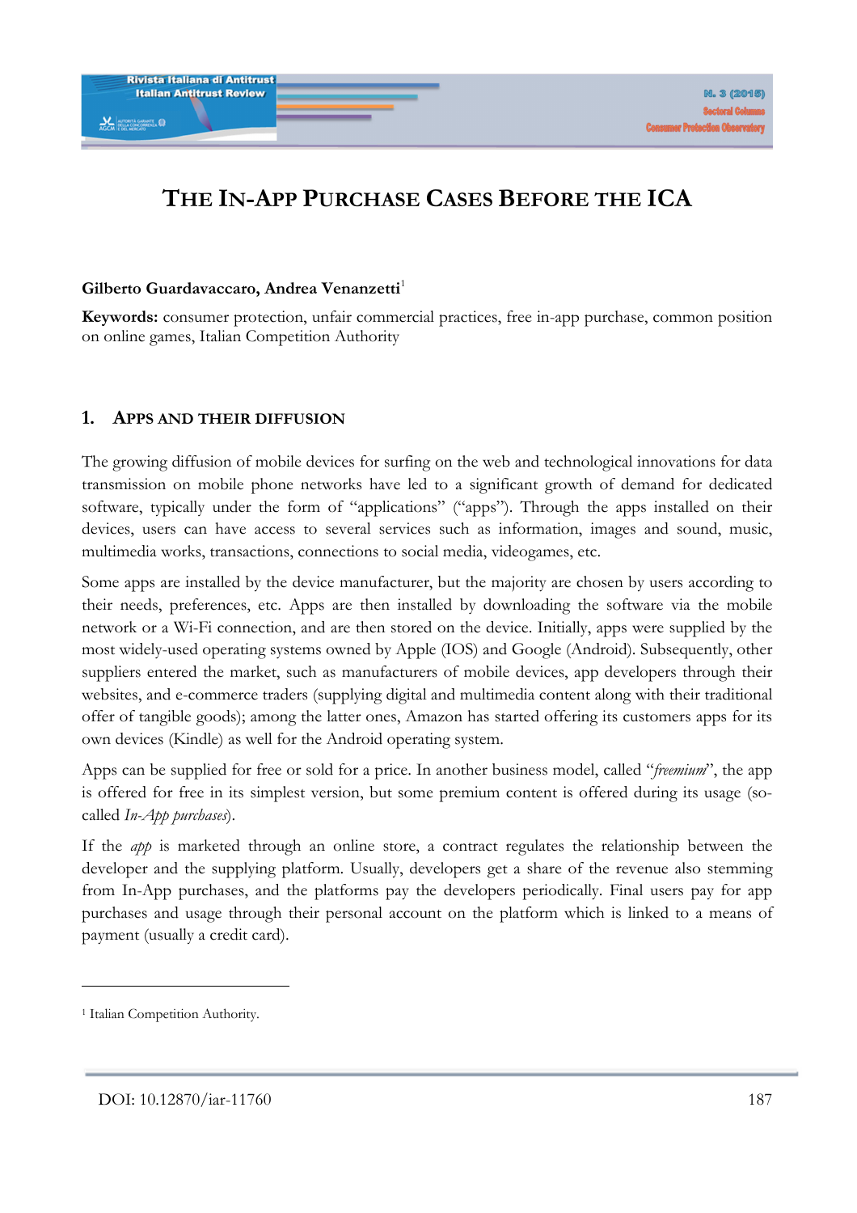# THE IN-APP PURCHASE CASES BEFORE THE ICA

**Gilberto Guardavaccaro, Andrea Venanzetti**[1]

**Keywords:** consumer protection, unfair commercial practices, free in-app purchase, common position on online games, Italian Competition Authority

## 1. APPS AND THEIR DIFFUSION

The growing diffusion of mobile devices for surfing on the web and technological innovations for data transmission on mobile phone networks have led to a significant growth of demand for dedicated software, typically under the form of "applications" ("apps"). Through the apps installed on their devices, users can have access to several services such as information, images and sound, music, multimedia works, transactions, connections to social media, videogames, etc.

Some apps are installed by the device manufacturer, but the majority are chosen by users according to their needs, preferences, etc. Apps are then installed by downloading the software via the mobile network or a Wi-Fi connection, and are then stored on the device. Initially, apps were supplied by the most widely-used operating systems owned by Apple (IOS) and Google (Android). Subsequently, other suppliers entered the market, such as manufacturers of mobile devices, app developers through their websites, and e-commerce traders (supplying digital and multimedia content along with their traditional offer of tangible goods); among the latter ones, Amazon has started offering its customers apps for its own devices (Kindle) as well for the Android operating system.

Apps can be supplied for free or sold for a price. In another business model, called "*freemium*", the app is offered for free in its simplest version, but some premium content is offered during its usage (so-called *In-App purchases*).

If the *app* is marketed through an online store, a contract regulates the relationship between the developer and the supplying platform. Usually, developers get a share of the revenue also stemming from In-App purchases, and the platforms pay the developers periodically. Final users pay for app purchases and usage through their personal account on the platform which is linked to a means of payment (usually a credit card).

---

[1] Italian Competition Authority.

DOI: 10.12870/iar-11760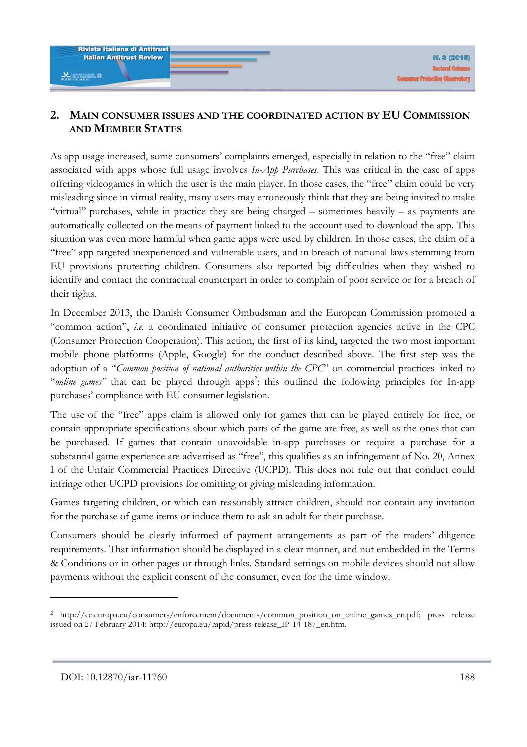## 2. Main consumer issues and the coordinated action by EU Commission and Member States

As app usage increased, some consumers' complaints emerged, especially in relation to the "free" claim associated with apps whose full usage involves *In-App Purchases*. This was critical in the case of apps offering videogames in which the user is the main player. In those cases, the "free" claim could be very misleading since in virtual reality, many users may erroneously think that they are being invited to make "virtual" purchases, while in practice they are being charged – sometimes heavily – as payments are automatically collected on the means of payment linked to the account used to download the app. This situation was even more harmful when game apps were used by children. In those cases, the claim of a "free" app targeted inexperienced and vulnerable users, and in breach of national laws stemming from EU provisions protecting children. Consumers also reported big difficulties when they wished to identify and contact the contractual counterpart in order to complain of poor service or for a breach of their rights.

In December 2013, the Danish Consumer Ombudsman and the European Commission promoted a "common action", *i.e.* a coordinated initiative of consumer protection agencies active in the CPC (Consumer Protection Cooperation). This action, the first of its kind, targeted the two most important mobile phone platforms (Apple, Google) for the conduct described above. The first step was the adoption of a "*Common position of national authorities within the CPC*" on commercial practices linked to "*online games*" that can be played through apps[2]; this outlined the following principles for In-app purchases' compliance with EU consumer legislation.

The use of the "free" apps claim is allowed only for games that can be played entirely for free, or contain appropriate specifications about which parts of the game are free, as well as the ones that can be purchased. If games that contain unavoidable in-app purchases or require a purchase for a substantial game experience are advertised as "free", this qualifies as an infringement of No. 20, Annex I of the Unfair Commercial Practices Directive (UCPD). This does not rule out that conduct could infringe other UCPD provisions for omitting or giving misleading information.

Games targeting children, or which can reasonably attract children, should not contain any invitation for the purchase of game items or induce them to ask an adult for their purchase.

Consumers should be clearly informed of payment arrangements as part of the traders' diligence requirements. That information should be displayed in a clear manner, and not embedded in the Terms & Conditions or in other pages or through links. Standard settings on mobile devices should not allow payments without the explicit consent of the consumer, even for the time window.

---

[2] http://ec.europa.eu/consumers/enforcement/documents/common_position_on_online_games_en.pdf; press release issued on 27 February 2014: http://europa.eu/rapid/press-release_IP-14-187_en.htm.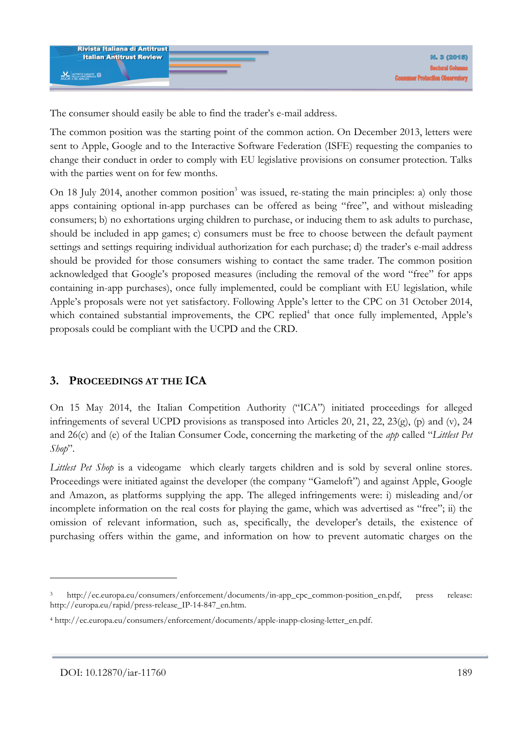The consumer should easily be able to find the trader's e-mail address.

The common position was the starting point of the common action. On December 2013, letters were sent to Apple, Google and to the Interactive Software Federation (ISFE) requesting the companies to change their conduct in order to comply with EU legislative provisions on consumer protection. Talks with the parties went on for few months.

On 18 July 2014, another common position[3] was issued, re-stating the main principles: a) only those apps containing optional in-app purchases can be offered as being "free", and without misleading consumers; b) no exhortations urging children to purchase, or inducing them to ask adults to purchase, should be included in app games; c) consumers must be free to choose between the default payment settings and settings requiring individual authorization for each purchase; d) the trader's e-mail address should be provided for those consumers wishing to contact the same trader. The common position acknowledged that Google's proposed measures (including the removal of the word "free" for apps containing in-app purchases), once fully implemented, could be compliant with EU legislation, while Apple's proposals were not yet satisfactory. Following Apple's letter to the CPC on 31 October 2014, which contained substantial improvements, the CPC replied[4] that once fully implemented, Apple's proposals could be compliant with the UCPD and the CRD.

## 3. PROCEEDINGS AT THE ICA

On 15 May 2014, the Italian Competition Authority ("ICA") initiated proceedings for alleged infringements of several UCPD provisions as transposed into Articles 20, 21, 22, 23(g), (p) and (v), 24 and 26(c) and (e) of the Italian Consumer Code, concerning the marketing of the *app* called "*Littlest Pet Shop*".

*Littlest Pet Shop* is a videogame which clearly targets children and is sold by several online stores. Proceedings were initiated against the developer (the company "Gameloft") and against Apple, Google and Amazon, as platforms supplying the app. The alleged infringements were: i) misleading and/or incomplete information on the real costs for playing the game, which was advertised as "free"; ii) the omission of relevant information, such as, specifically, the developer's details, the existence of purchasing offers within the game, and information on how to prevent automatic charges on the

---

[3] http://ec.europa.eu/consumers/enforcement/documents/in-app_cpc_common-position_en.pdf, press release: http://europa.eu/rapid/press-release_IP-14-847_en.htm.

[4] http://ec.europa.eu/consumers/enforcement/documents/apple-inapp-closing-letter_en.pdf.

DOI: 10.12870/iar-11760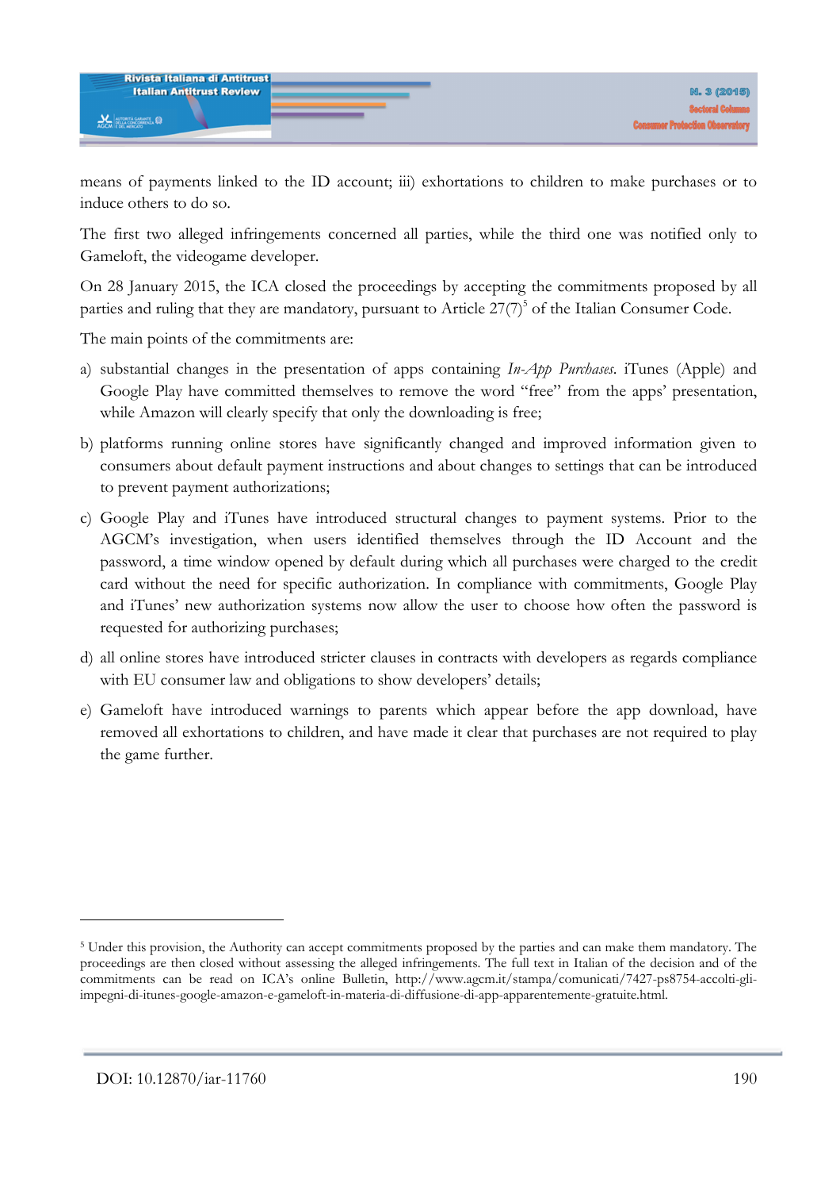means of payments linked to the ID account; iii) exhortations to children to make purchases or to induce others to do so.

The first two alleged infringements concerned all parties, while the third one was notified only to Gameloft, the videogame developer.

On 28 January 2015, the ICA closed the proceedings by accepting the commitments proposed by all parties and ruling that they are mandatory, pursuant to Article 27(7)[5] of the Italian Consumer Code.

The main points of the commitments are:

a) substantial changes in the presentation of apps containing *In-App Purchases*. iTunes (Apple) and Google Play have committed themselves to remove the word "free" from the apps' presentation, while Amazon will clearly specify that only the downloading is free;

b) platforms running online stores have significantly changed and improved information given to consumers about default payment instructions and about changes to settings that can be introduced to prevent payment authorizations;

c) Google Play and iTunes have introduced structural changes to payment systems. Prior to the AGCM's investigation, when users identified themselves through the ID Account and the password, a time window opened by default during which all purchases were charged to the credit card without the need for specific authorization. In compliance with commitments, Google Play and iTunes' new authorization systems now allow the user to choose how often the password is requested for authorizing purchases;

d) all online stores have introduced stricter clauses in contracts with developers as regards compliance with EU consumer law and obligations to show developers' details;

e) Gameloft have introduced warnings to parents which appear before the app download, have removed all exhortations to children, and have made it clear that purchases are not required to play the game further.

---

[5] Under this provision, the Authority can accept commitments proposed by the parties and can make them mandatory. The proceedings are then closed without assessing the alleged infringements. The full text in Italian of the decision and of the commitments can be read on ICA's online Bulletin, http://www.agcm.it/stampa/comunicati/7427-ps8754-accolti-gli-impegni-di-itunes-google-amazon-e-gameloft-in-materia-di-diffusione-di-app-apparentemente-gratuite.html.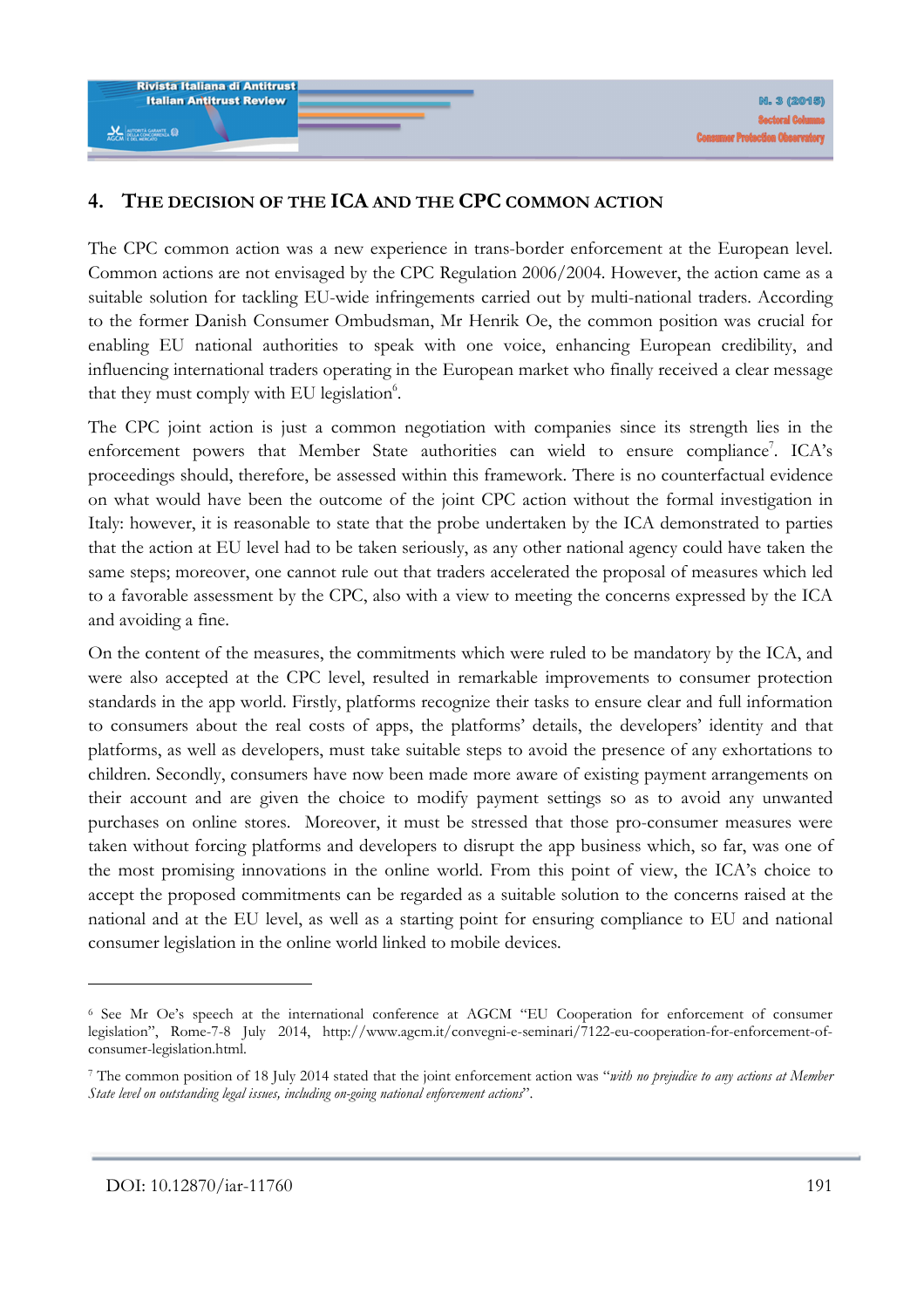## 4. THE DECISION OF THE ICA AND THE CPC COMMON ACTION

The CPC common action was a new experience in trans-border enforcement at the European level. Common actions are not envisaged by the CPC Regulation 2006/2004. However, the action came as a suitable solution for tackling EU-wide infringements carried out by multi-national traders. According to the former Danish Consumer Ombudsman, Mr Henrik Oe, the common position was crucial for enabling EU national authorities to speak with one voice, enhancing European credibility, and influencing international traders operating in the European market who finally received a clear message that they must comply with EU legislation[6].

The CPC joint action is just a common negotiation with companies since its strength lies in the enforcement powers that Member State authorities can wield to ensure compliance[7]. ICA's proceedings should, therefore, be assessed within this framework. There is no counterfactual evidence on what would have been the outcome of the joint CPC action without the formal investigation in Italy: however, it is reasonable to state that the probe undertaken by the ICA demonstrated to parties that the action at EU level had to be taken seriously, as any other national agency could have taken the same steps; moreover, one cannot rule out that traders accelerated the proposal of measures which led to a favorable assessment by the CPC, also with a view to meeting the concerns expressed by the ICA and avoiding a fine.

On the content of the measures, the commitments which were ruled to be mandatory by the ICA, and were also accepted at the CPC level, resulted in remarkable improvements to consumer protection standards in the app world. Firstly, platforms recognize their tasks to ensure clear and full information to consumers about the real costs of apps, the platforms' details, the developers' identity and that platforms, as well as developers, must take suitable steps to avoid the presence of any exhortations to children. Secondly, consumers have now been made more aware of existing payment arrangements on their account and are given the choice to modify payment settings so as to avoid any unwanted purchases on online stores. Moreover, it must be stressed that those pro-consumer measures were taken without forcing platforms and developers to disrupt the app business which, so far, was one of the most promising innovations in the online world. From this point of view, the ICA's choice to accept the proposed commitments can be regarded as a suitable solution to the concerns raised at the national and at the EU level, as well as a starting point for ensuring compliance to EU and national consumer legislation in the online world linked to mobile devices.

---

[6] See Mr Oe's speech at the international conference at AGCM "EU Cooperation for enforcement of consumer legislation", Rome-7-8 July 2014, http://www.agcm.it/convegni-e-seminari/7122-eu-cooperation-for-enforcement-of-consumer-legislation.html.

[7] The common position of 18 July 2014 stated that the joint enforcement action was "*with no prejudice to any actions at Member State level on outstanding legal issues, including on-going national enforcement actions*".